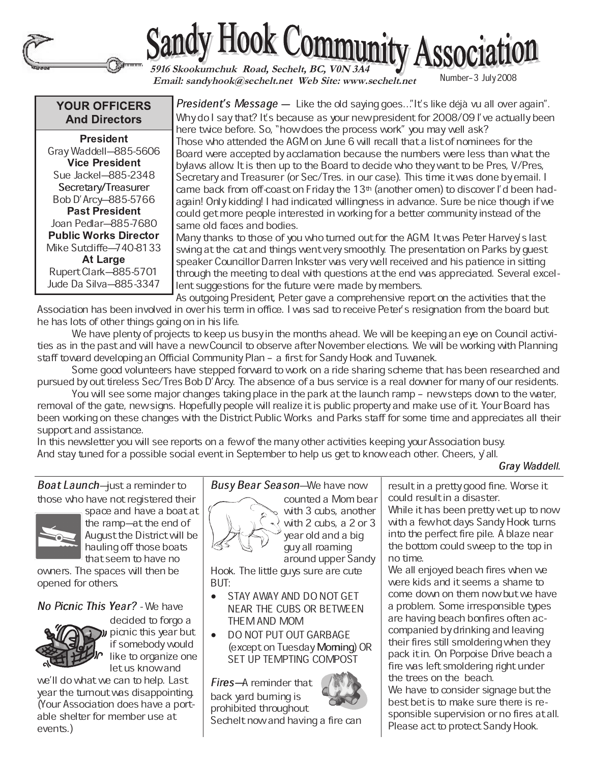# Sandy Hook Community Association

**5916 Skookumchuk Road, Sechelt, BC, V0N 3A4**
**Email: sandyhook@sechelt.net Web Site: www.sechelt.net**

Number–3 July 2008

## YOUR OFFICERS And Directors

**President**
Gray Waddell—885-5606

**Vice President**
Sue Jackel—885-2348

**Secretary/Treasurer**
Bob D'Arcy—885-5766

**Past President**
Joan Pedlar—885-7680

**Public Works Director**
Mike Sutcliffe—740-8133

**At Large**
Rupert Clark—885-5701
Jude Da Silva—885-3347

***President's Message*** — Like the old saying goes…"It's like déjà vu all over again". Why do I say that? It's because as your new president for 2008/09 I've actually been here twice before. So, "how does the process work" you may well ask?

Those who attended the AGM on June 6 will recall that a list of nominees for the Board were accepted by acclamation because the numbers were less than what the bylaws allow. It is then up to the Board to decide who they want to be Pres, V/Pres, Secretary and Treasurer (or Sec/Tres. in our case). This time it was done by email. I came back from off-coast on Friday the 13th (another omen) to discover I'd been had-again! Only kidding! I had indicated willingness in advance. Sure be nice though if we could get more people interested in working for a better community instead of the same old faces and bodies.

Many thanks to those of you who turned out for the AGM. It was Peter Harvey's last swing at the cat and things went very smoothly. The presentation on Parks by guest speaker Councillor Darren Inkster was very well received and his patience in sitting through the meeting to deal with questions at the end was appreciated. Several excellent suggestions for the future were made by members.

As outgoing President, Peter gave a comprehensive report on the activities that the Association has been involved in over his term in office. I was sad to receive Peter's resignation from the board but he has lots of other things going on in his life.

We have plenty of projects to keep us busy in the months ahead. We will be keeping an eye on Council activities as in the past and will have a new Council to observe after November elections. We will be working with Planning staff toward developing an Official Community Plan – a first for Sandy Hook and Tuwanek.

Some good volunteers have stepped forward to work on a ride sharing scheme that has been researched and pursued by out tireless Sec/Tres Bob D'Arcy. The absence of a bus service is a real downer for many of our residents.

You will see some major changes taking place in the park at the launch ramp – new steps down to the water, removal of the gate, new signs. Hopefully people will realize it is public property and make use of it. Your Board has been working on these changes with the District Public Works and Parks staff for some time and appreciates all their support and assistance.

In this newsletter you will see reports on a few of the many other activities keeping your Association busy. And stay tuned for a possible social event in September to help us get to know each other. Cheers, y'all.

***Gray Waddell.***

***Boat Launch***—just a reminder to those who have not registered their space and have a boat at the ramp—at the end of August the District will be hauling off those boats that seem to have no owners. The spaces will then be opened for others.

***No Picnic This Year?*** - We have decided to forgo a picnic this year but if somebody would like to organize one let us know and we'll do what we can to help. Last year the turnout was disappointing. (Your Association does have a portable shelter for member use at events.)

***Busy Bear Season***—We have now counted a Mom bear with 3 cubs, another with 2 cubs, a 2 or 3 year old and a big guy all roaming around upper Sandy Hook. The little guys sure are cute BUT:

- STAY AWAY AND DO NOT GET NEAR THE CUBS OR BETWEEN THEM AND MOM
- DO NOT PUT OUT GARBAGE (except on Tuesday **Morning**) OR SET UP TEMPTING COMPOST

***Fires***—A reminder that back yard burning is prohibited throughout Sechelt now and having a fire can result in a pretty good fine. Worse it could result in a disaster.

While it has been pretty wet up to now with a few hot days Sandy Hook turns into the perfect fire pile. A blaze near the bottom could sweep to the top in no time.

We all enjoyed beach fires when we were kids and it seems a shame to come down on them now but we have a problem. Some irresponsible types are having beach bonfires often accompanied by drinking and leaving their fires still smoldering when they pack it in. On Porpoise Drive beach a fire was left smoldering right under the trees on the beach.

We have to consider signage but the best bet is to make sure there is responsible supervision or no fires at all. Please act to protect Sandy Hook.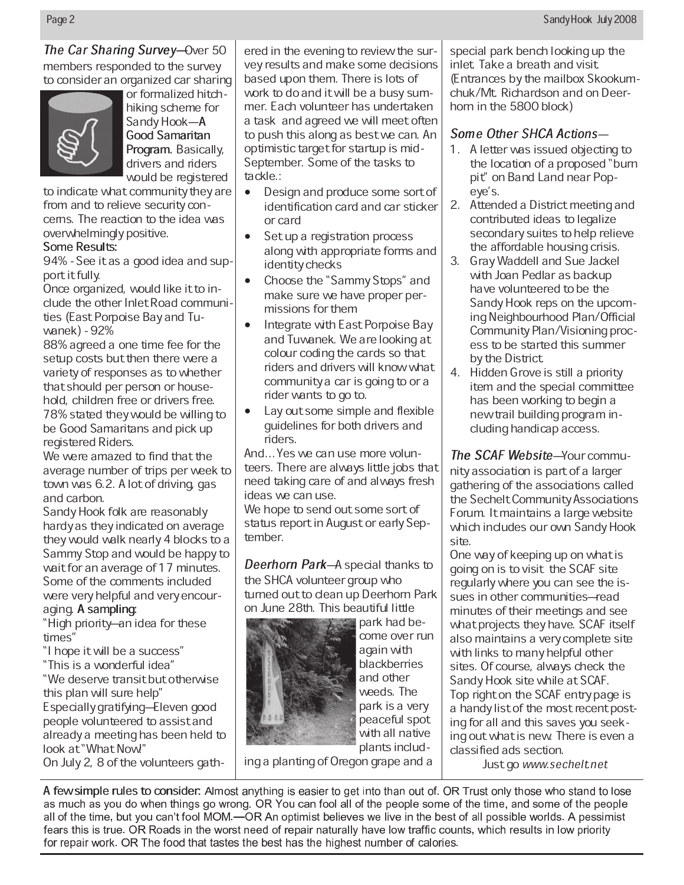***The Car Sharing Survey***—Over 50 members responded to the survey to consider an organized car sharing or formalized hitch-hiking scheme for Sandy Hook—**A Good Samaritan Program.** Basically, drivers and riders would be registered to indicate what community they are from and to relieve security concerns. The reaction to the idea was overwhelmingly positive.

**Some Results:**

94% - See it as a good idea and support it fully.

Once organized, would like it to include the other Inlet Road communities (East Porpoise Bay and Tuwanek) - 92%

88% agreed a one time fee for the setup costs but then there were a variety of responses as to whether that should per person or household, children free or drivers free.

78% stated they would be willing to be Good Samaritans and pick up registered Riders.

We were amazed to find that the average number of trips per week to town was 6.2. A lot of driving, gas and carbon.

Sandy Hook folk are reasonably hardy as they indicated on average they would walk nearly 4 blocks to a Sammy Stop and would be happy to wait for an average of 17 minutes.

Some of the comments included were very helpful and very encouraging. **A sampling:**

"High priority—an idea for these times"

"I hope it will be a success"

"This is a wonderful idea"

"We deserve transit but otherwise this plan will sure help"

Especially gratifying—Eleven good people volunteered to assist and already a meeting has been held to look at "What Now!"

On July 2, 8 of the volunteers gathered in the evening to review the survey results and make some decisions based upon them. There is lots of work to do and it will be a busy summer. Each volunteer has undertaken a task and agreed we will meet often to push this along as best we can. An optimistic target for startup is mid-September. Some of the tasks to tackle.:

- Design and produce some sort of identification card and car sticker or card
- Set up a registration process along with appropriate forms and identity checks
- Choose the "Sammy Stops" and make sure we have proper permissions for them
- Integrate with East Porpoise Bay and Tuwanek. We are looking at colour coding the cards so that riders and drivers will know what community a car is going to or a rider wants to go to.
- Lay out some simple and flexible guidelines for both drivers and riders.

And...Yes we can use more volunteers. There are always little jobs that need taking care of and always fresh ideas we can use.

We hope to send out some sort of status report in August or early September.

***Deerhorn Park***—A special thanks to the SHCA volunteer group who turned out to clean up Deerhorn Park on June 28th. This beautiful little park had become over run again with blackberries and other weeds. The park is a very peaceful spot with all native plants including a planting of Oregon grape and a special park bench looking up the inlet. Take a breath and visit. (Entrances by the mailbox Skookumchuk/Mt. Richardson and on Deerhorn in the 5800 block)

***Some Other SHCA Actions***—

1. A letter was issued objecting to the location of a proposed "burn pit" on Band Land near Popeye's.
2. Attended a District meeting and contributed ideas to legalize secondary suites to help relieve the affordable housing crisis.
3. Gray Waddell and Sue Jackel with Joan Pedlar as backup have volunteered to be the Sandy Hook reps on the upcoming Neighbourhood Plan/Official Community Plan/Visioning process to be started this summer by the District.
4. Hidden Grove is still a priority item and the special committee has been working to begin a new trail building program including handicap access.

***The SCAF Website***—Your community association is part of a larger gathering of the associations called the Sechelt Community Associations Forum. It maintains a large website which includes our own Sandy Hook site.

One way of keeping up on what is going on is to visit the SCAF site regularly where you can see the issues in other communities—read minutes of their meetings and see what projects they have. SCAF itself also maintains a very complete site with links to many helpful other sites. Of course, always check the Sandy Hook site while at SCAF.

Top right on the SCAF entry page is a handy list of the most recent posting for all and this saves you seeking out what is new. There is even a classified ads section.

Just go *www.sechelt.net*

**A few simple rules to consider:** Almost anything is easier to get into than out of. OR Trust only those who stand to lose as much as you do when things go wrong. OR You can fool all of the people some of the time, and some of the people all of the time, but you can't fool MOM.—OR An optimist believes we live in the best of all possible worlds. A pessimist fears this is true. OR Roads in the worst need of repair naturally have low traffic counts, which results in low priority for repair work. OR The food that tastes the best has the highest number of calories.